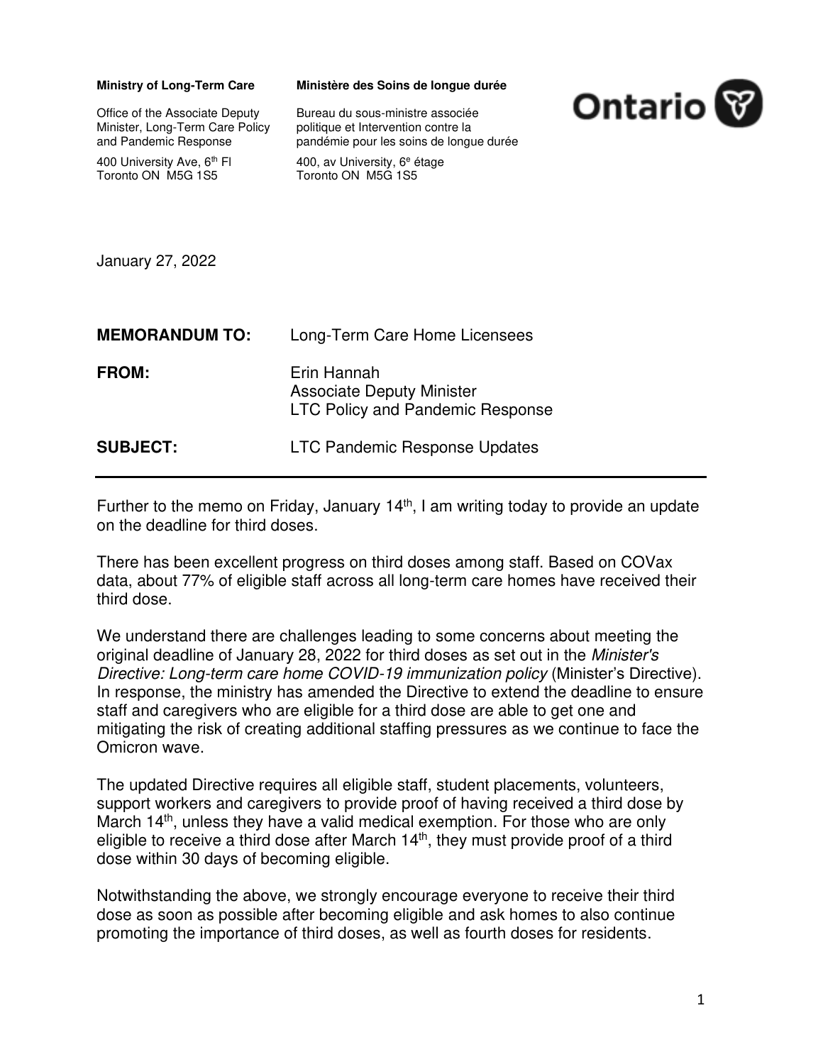**Ministry of Long-Term Care**

Office of the Associate Deputy Minister, Long-Term Care Policy and Pandemic Response

400 University Ave, 6th Fl
Toronto ON M5G 1S5

**Ministère des Soins de longue durée**

Bureau du sous-ministre associée politique et Intervention contre la pandémie pour les soins de longue durée

400, av University, 6e étage
Toronto ON M5G 1S5

Ontario

January 27, 2022

| | |
|---|---|
| **MEMORANDUM TO:** | Long-Term Care Home Licensees |
| **FROM:** | Erin Hannah<br>Associate Deputy Minister<br>LTC Policy and Pandemic Response |
| **SUBJECT:** | LTC Pandemic Response Updates |

---

Further to the memo on Friday, January 14th, I am writing today to provide an update on the deadline for third doses.

There has been excellent progress on third doses among staff. Based on COVax data, about 77% of eligible staff across all long-term care homes have received their third dose.

We understand there are challenges leading to some concerns about meeting the original deadline of January 28, 2022 for third doses as set out in the *Minister's Directive: Long-term care home COVID-19 immunization policy* (Minister's Directive). In response, the ministry has amended the Directive to extend the deadline to ensure staff and caregivers who are eligible for a third dose are able to get one and mitigating the risk of creating additional staffing pressures as we continue to face the Omicron wave.

The updated Directive requires all eligible staff, student placements, volunteers, support workers and caregivers to provide proof of having received a third dose by March 14th, unless they have a valid medical exemption. For those who are only eligible to receive a third dose after March 14th, they must provide proof of a third dose within 30 days of becoming eligible.

Notwithstanding the above, we strongly encourage everyone to receive their third dose as soon as possible after becoming eligible and ask homes to also continue promoting the importance of third doses, as well as fourth doses for residents.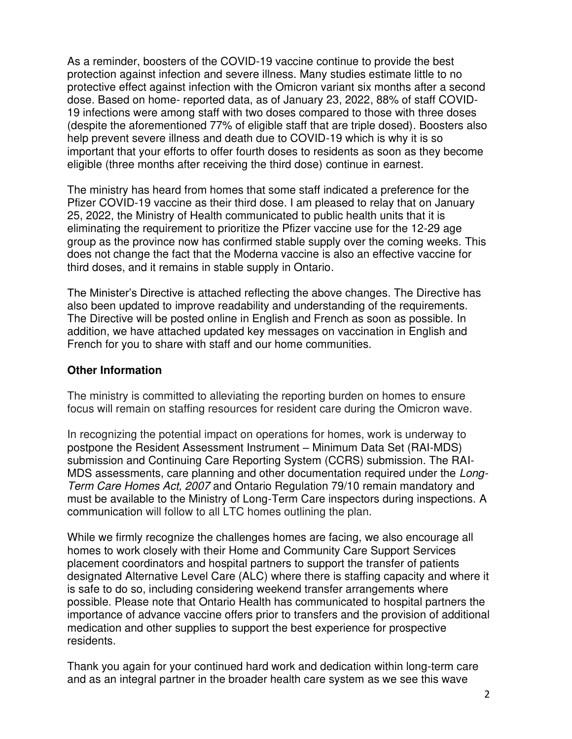As a reminder, boosters of the COVID-19 vaccine continue to provide the best protection against infection and severe illness. Many studies estimate little to no protective effect against infection with the Omicron variant six months after a second dose. Based on home- reported data, as of January 23, 2022, 88% of staff COVID-19 infections were among staff with two doses compared to those with three doses (despite the aforementioned 77% of eligible staff that are triple dosed). Boosters also help prevent severe illness and death due to COVID-19 which is why it is so important that your efforts to offer fourth doses to residents as soon as they become eligible (three months after receiving the third dose) continue in earnest.

The ministry has heard from homes that some staff indicated a preference for the Pfizer COVID-19 vaccine as their third dose. I am pleased to relay that on January 25, 2022, the Ministry of Health communicated to public health units that it is eliminating the requirement to prioritize the Pfizer vaccine use for the 12-29 age group as the province now has confirmed stable supply over the coming weeks. This does not change the fact that the Moderna vaccine is also an effective vaccine for third doses, and it remains in stable supply in Ontario.

The Minister's Directive is attached reflecting the above changes. The Directive has also been updated to improve readability and understanding of the requirements. The Directive will be posted online in English and French as soon as possible. In addition, we have attached updated key messages on vaccination in English and French for you to share with staff and our home communities.

**Other Information**

The ministry is committed to alleviating the reporting burden on homes to ensure focus will remain on staffing resources for resident care during the Omicron wave.

In recognizing the potential impact on operations for homes, work is underway to postpone the Resident Assessment Instrument – Minimum Data Set (RAI-MDS) submission and Continuing Care Reporting System (CCRS) submission. The RAI-MDS assessments, care planning and other documentation required under the *Long-Term Care Homes Act, 2007* and Ontario Regulation 79/10 remain mandatory and must be available to the Ministry of Long-Term Care inspectors during inspections. A communication will follow to all LTC homes outlining the plan.

While we firmly recognize the challenges homes are facing, we also encourage all homes to work closely with their Home and Community Care Support Services placement coordinators and hospital partners to support the transfer of patients designated Alternative Level Care (ALC) where there is staffing capacity and where it is safe to do so, including considering weekend transfer arrangements where possible. Please note that Ontario Health has communicated to hospital partners the importance of advance vaccine offers prior to transfers and the provision of additional medication and other supplies to support the best experience for prospective residents.

Thank you again for your continued hard work and dedication within long-term care and as an integral partner in the broader health care system as we see this wave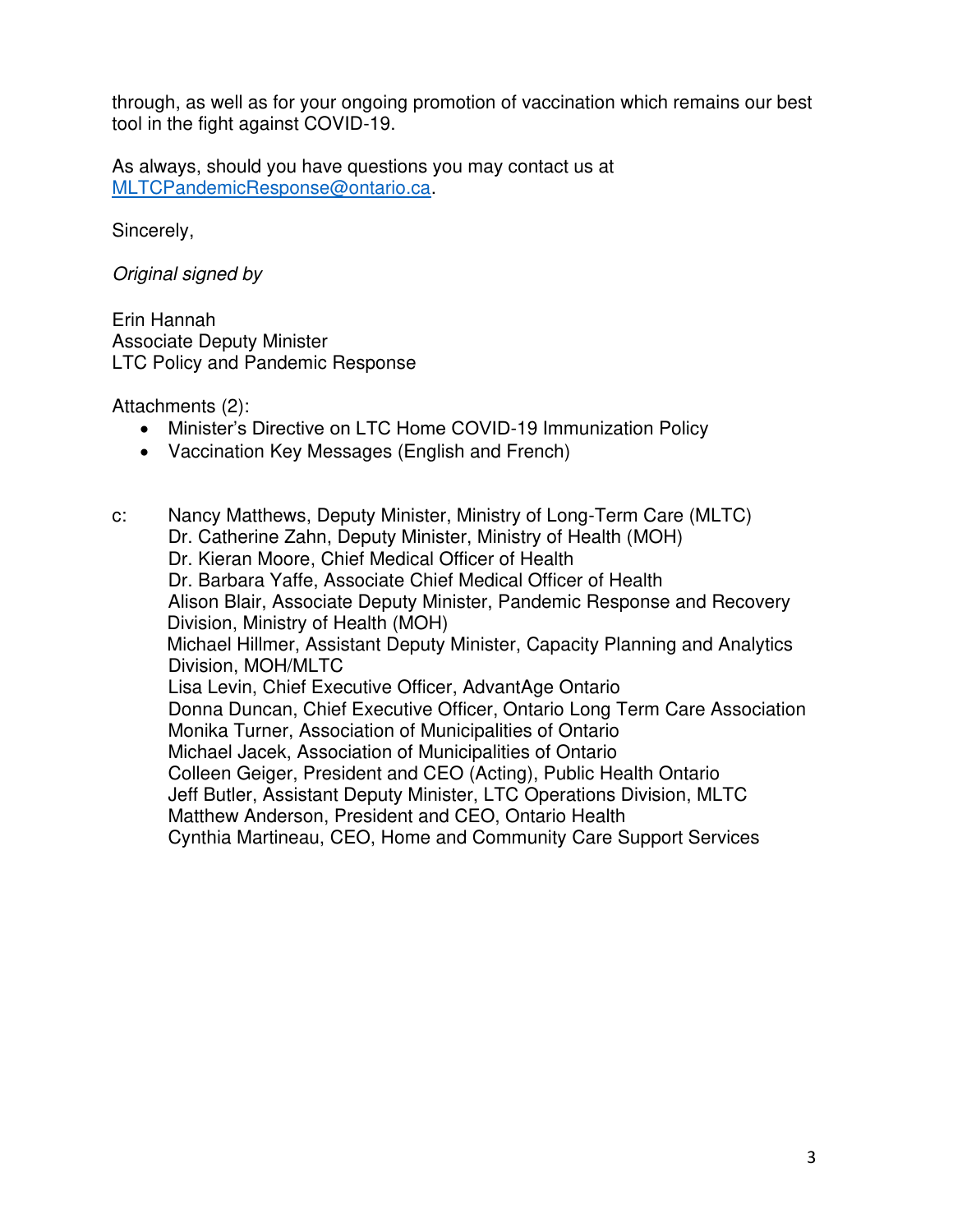through, as well as for your ongoing promotion of vaccination which remains our best tool in the fight against COVID-19.

As always, should you have questions you may contact us at [MLTCPandemicResponse@ontario.ca](mailto:MLTCPandemicResponse@ontario.ca).

Sincerely,

*Original signed by*

Erin Hannah
Associate Deputy Minister
LTC Policy and Pandemic Response

Attachments (2):

- Minister's Directive on LTC Home COVID-19 Immunization Policy
- Vaccination Key Messages (English and French)

c: Nancy Matthews, Deputy Minister, Ministry of Long-Term Care (MLTC)
Dr. Catherine Zahn, Deputy Minister, Ministry of Health (MOH)
Dr. Kieran Moore, Chief Medical Officer of Health
Dr. Barbara Yaffe, Associate Chief Medical Officer of Health
Alison Blair, Associate Deputy Minister, Pandemic Response and Recovery Division, Ministry of Health (MOH)
Michael Hillmer, Assistant Deputy Minister, Capacity Planning and Analytics Division, MOH/MLTC
Lisa Levin, Chief Executive Officer, AdvantAge Ontario
Donna Duncan, Chief Executive Officer, Ontario Long Term Care Association
Monika Turner, Association of Municipalities of Ontario
Michael Jacek, Association of Municipalities of Ontario
Colleen Geiger, President and CEO (Acting), Public Health Ontario
Jeff Butler, Assistant Deputy Minister, LTC Operations Division, MLTC
Matthew Anderson, President and CEO, Ontario Health
Cynthia Martineau, CEO, Home and Community Care Support Services